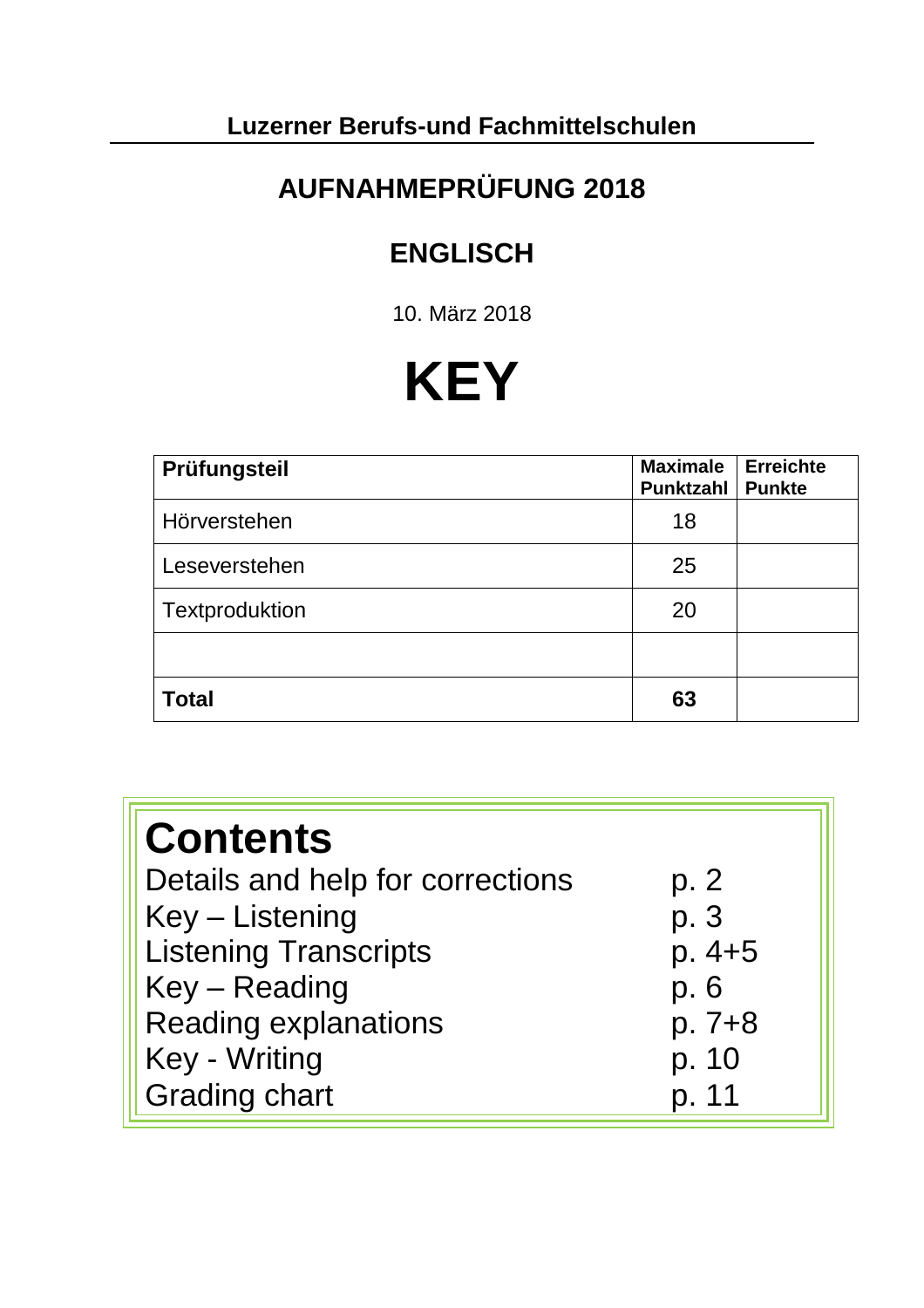**Luzerner Berufs-und Fachmittelschulen**

## AUFNAHMEPRÜFUNG 2018

## ENGLISCH

10. März 2018

# KEY

| Prüfungsteil | Maximale Punktzahl | Erreichte Punkte |
|---|---|---|
| Hörverstehen | 18 | |
| Leseverstehen | 25 | |
| Textproduktion | 20 | |
| | | |
| **Total** | **63** | |

## Contents

| | |
|---|---|
| Details and help for corrections | p. 2 |
| Key – Listening | p. 3 |
| Listening Transcripts | p. 4+5 |
| Key – Reading | p. 6 |
| Reading explanations | p. 7+8 |
| Key - Writing | p. 10 |
| Grading chart | p. 11 |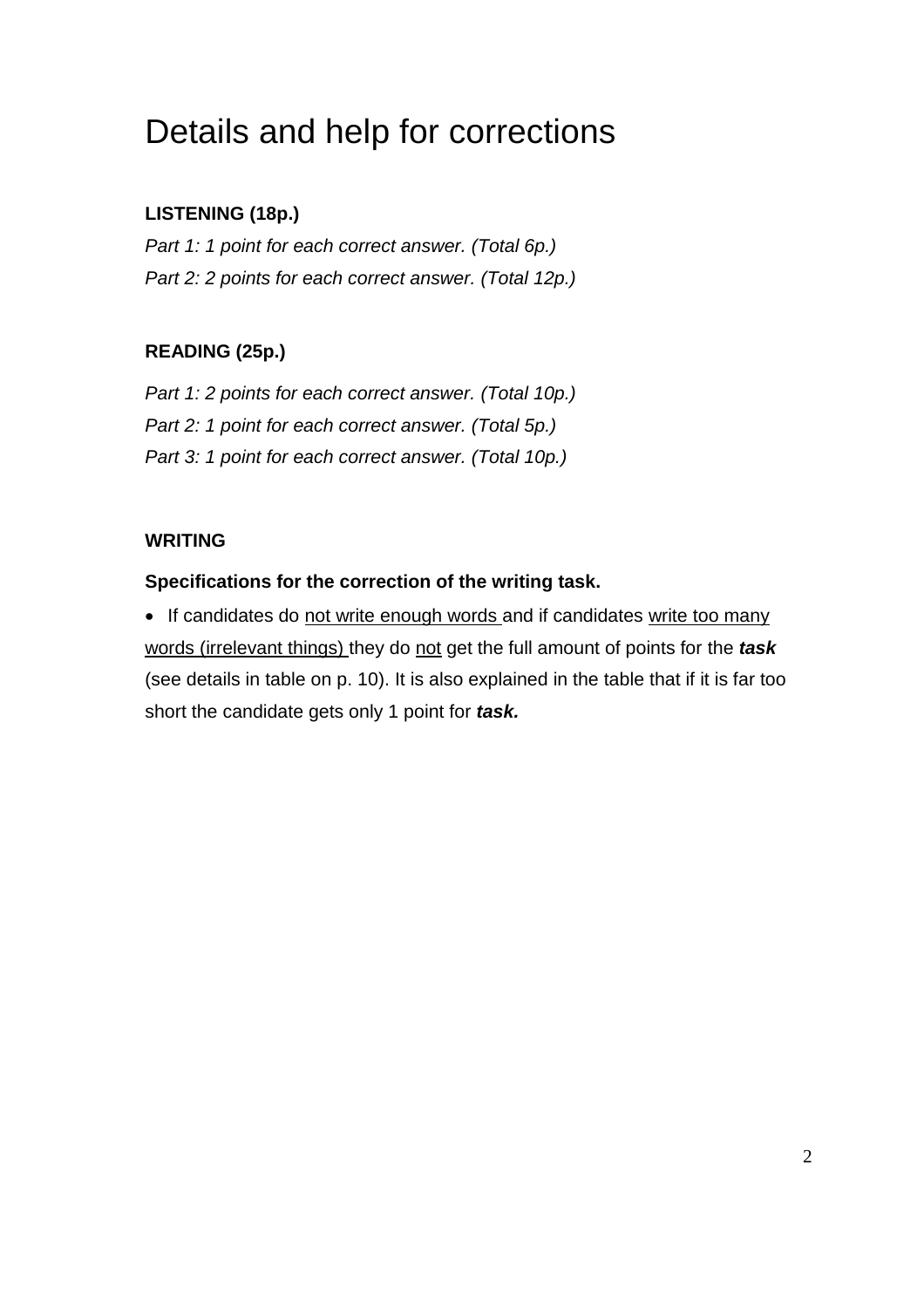# Details and help for corrections

**LISTENING (18p.)**

*Part 1: 1 point for each correct answer. (Total 6p.)*

*Part 2: 2 points for each correct answer. (Total 12p.)*

**READING (25p.)**

*Part 1: 2 points for each correct answer. (Total 10p.)*

*Part 2: 1 point for each correct answer. (Total 5p.)*

*Part 3: 1 point for each correct answer. (Total 10p.)*

**WRITING**

**Specifications for the correction of the writing task.**

- If candidates do <u>not write enough words</u> and if candidates <u>write too many words (irrelevant things)</u> they do <u>not</u> get the full amount of points for the ***task*** (see details in table on p. 10). It is also explained in the table that if it is far too short the candidate gets only 1 point for ***task.***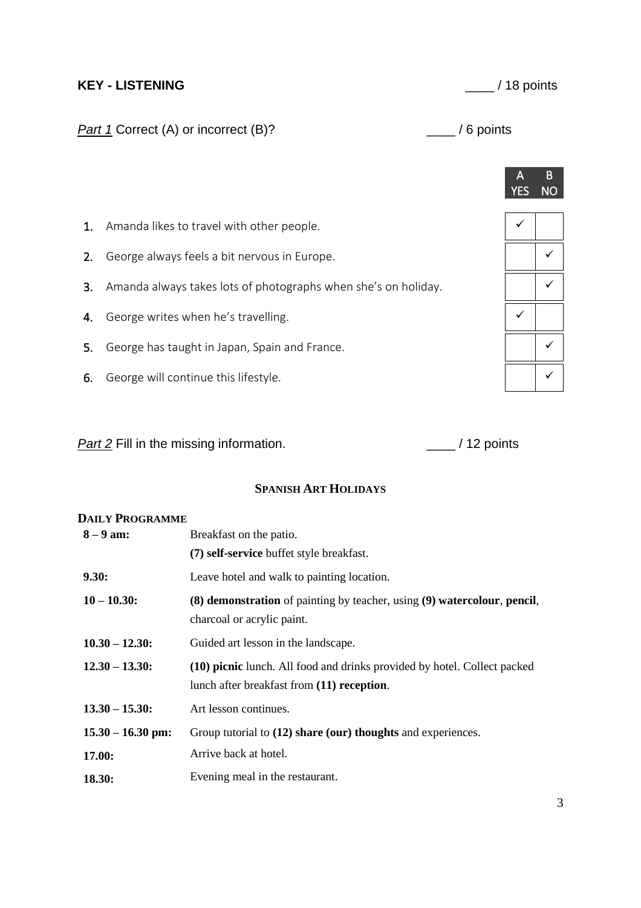## KEY - LISTENING

____ / 18 points

*Part 1* Correct (A) or incorrect (B)?

____ / 6 points

| | | A YES | B NO |
|---|---|---|---|
| 1. | Amanda likes to travel with other people. | ✓ | |
| 2. | George always feels a bit nervous in Europe. | | ✓ |
| 3. | Amanda always takes lots of photographs when she's on holiday. | | ✓ |
| 4. | George writes when he's travelling. | ✓ | |
| 5. | George has taught in Japan, Spain and France. | | ✓ |
| 6. | George will continue this lifestyle. | | ✓ |

*Part 2* Fill in the missing information.

____ / 12 points

### SPANISH ART HOLIDAYS

**DAILY PROGRAMME**

| | |
|---|---|
| **8 – 9 am:** | Breakfast on the patio. **(7) self-service** buffet style breakfast. |
| **9.30:** | Leave hotel and walk to painting location. |
| **10 – 10.30:** | **(8) demonstration** of painting by teacher, using **(9) watercolour**, **pencil**, charcoal or acrylic paint. |
| **10.30 – 12.30:** | Guided art lesson in the landscape. |
| **12.30 – 13.30:** | **(10) picnic** lunch. All food and drinks provided by hotel. Collect packed lunch after breakfast from **(11) reception**. |
| **13.30 – 15.30:** | Art lesson continues. |
| **15.30 – 16.30 pm:** | Group tutorial to **(12) share (our) thoughts** and experiences. |
| **17.00:** | Arrive back at hotel. |
| **18.30:** | Evening meal in the restaurant. |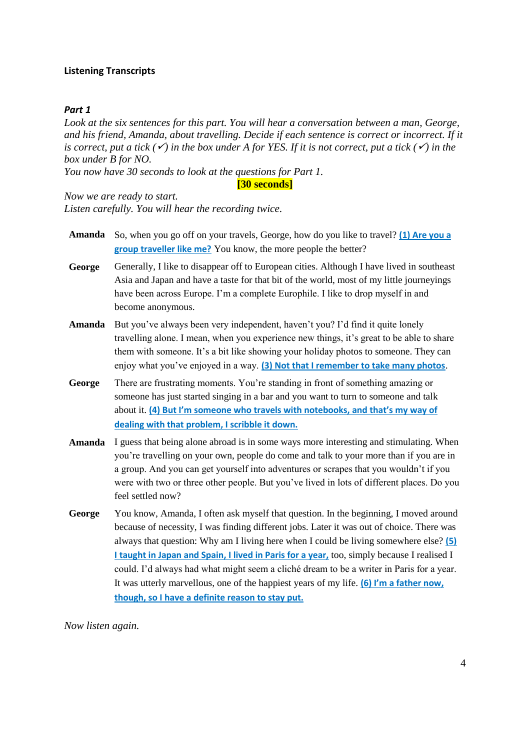**Listening Transcripts**

***Part 1***

*Look at the six sentences for this part. You will hear a conversation between a man, George, and his friend, Amanda, about travelling. Decide if each sentence is correct or incorrect. If it is correct, put a tick (✓) in the box under A for YES. If it is not correct, put a tick (✓) in the box under B for NO.*

*You now have 30 seconds to look at the questions for Part 1.*

**[30 seconds]**

*Now we are ready to start.*

*Listen carefully. You will hear the recording twice.*

**Amanda** So, when you go off on your travels, George, how do you like to travel? **(1) Are you a group traveller like me?** You know, the more people the better?

**George** Generally, I like to disappear off to European cities. Although I have lived in southeast Asia and Japan and have a taste for that bit of the world, most of my little journeyings have been across Europe. I'm a complete Europhile. I like to drop myself in and become anonymous.

**Amanda** But you've always been very independent, haven't you? I'd find it quite lonely travelling alone. I mean, when you experience new things, it's great to be able to share them with someone. It's a bit like showing your holiday photos to someone. They can enjoy what you've enjoyed in a way. **(3) Not that I remember to take many photos**.

**George** There are frustrating moments. You're standing in front of something amazing or someone has just started singing in a bar and you want to turn to someone and talk about it. **(4) But I'm someone who travels with notebooks, and that's my way of dealing with that problem, I scribble it down.**

**Amanda** I guess that being alone abroad is in some ways more interesting and stimulating. When you're travelling on your own, people do come and talk to your more than if you are in a group. And you can get yourself into adventures or scrapes that you wouldn't if you were with two or three other people. But you've lived in lots of different places. Do you feel settled now?

**George** You know, Amanda, I often ask myself that question. In the beginning, I moved around because of necessity, I was finding different jobs. Later it was out of choice. There was always that question: Why am I living here when I could be living somewhere else? **(5) I taught in Japan and Spain, I lived in Paris for a year,** too, simply because I realised I could. I'd always had what might seem a cliché dream to be a writer in Paris for a year. It was utterly marvellous, one of the happiest years of my life. **(6) I'm a father now, though, so I have a definite reason to stay put.**

*Now listen again.*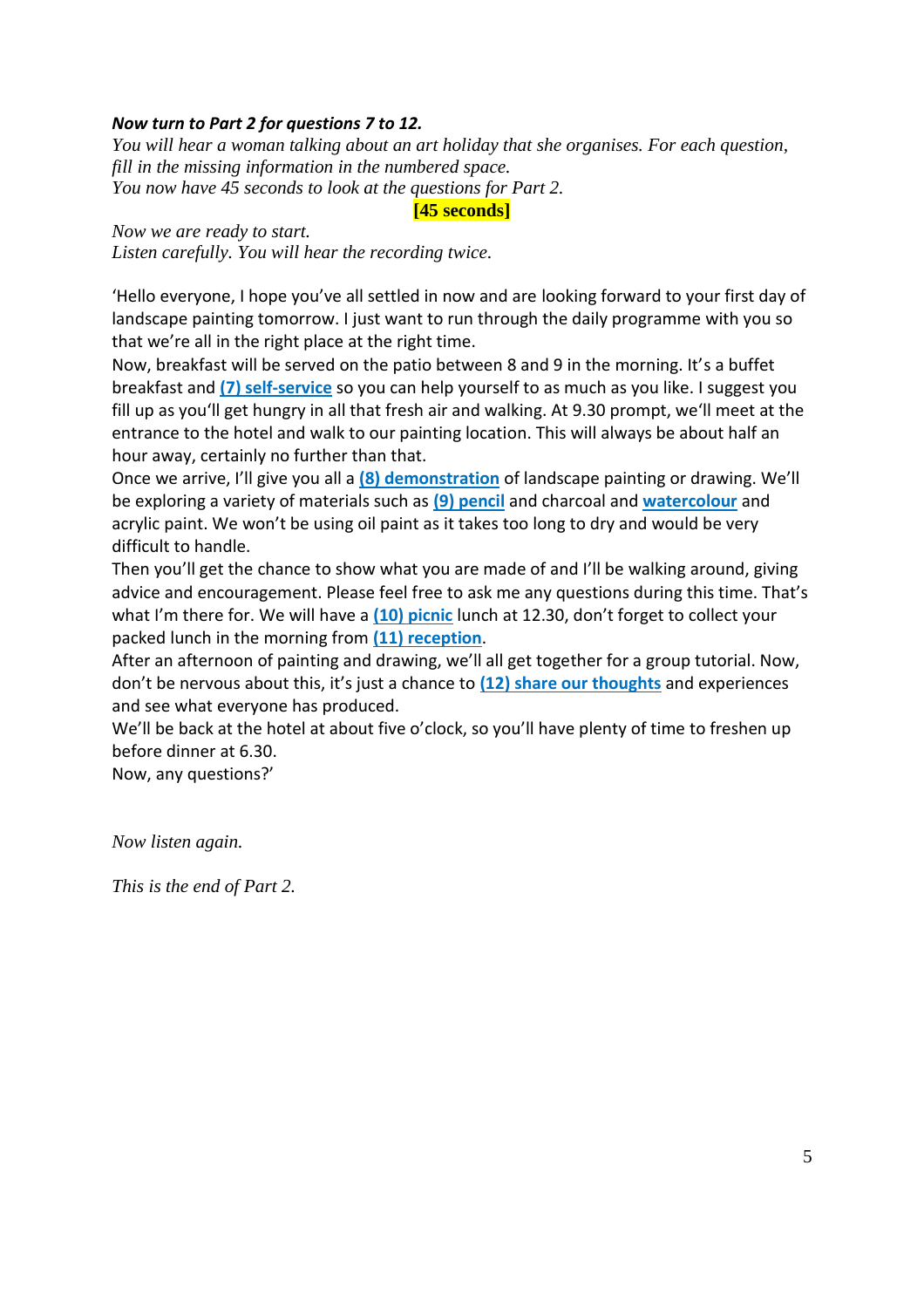***Now turn to Part 2 for questions 7 to 12.***

*You will hear a woman talking about an art holiday that she organises. For each question, fill in the missing information in the numbered space.*

*You now have 45 seconds to look at the questions for Part 2.*

**[45 seconds]**

*Now we are ready to start.*

*Listen carefully. You will hear the recording twice.*

'Hello everyone, I hope you've all settled in now and are looking forward to your first day of landscape painting tomorrow. I just want to run through the daily programme with you so that we're all in the right place at the right time.

Now, breakfast will be served on the patio between 8 and 9 in the morning. It's a buffet breakfast and **(7) self-service** so you can help yourself to as much as you like. I suggest you fill up as you'll get hungry in all that fresh air and walking. At 9.30 prompt, we'll meet at the entrance to the hotel and walk to our painting location. This will always be about half an hour away, certainly no further than that.

Once we arrive, I'll give you all a **(8) demonstration** of landscape painting or drawing. We'll be exploring a variety of materials such as **(9) pencil** and charcoal and **watercolour** and acrylic paint. We won't be using oil paint as it takes too long to dry and would be very difficult to handle.

Then you'll get the chance to show what you are made of and I'll be walking around, giving advice and encouragement. Please feel free to ask me any questions during this time. That's what I'm there for. We will have a **(10) picnic** lunch at 12.30, don't forget to collect your packed lunch in the morning from **(11) reception**.

After an afternoon of painting and drawing, we'll all get together for a group tutorial. Now, don't be nervous about this, it's just a chance to **(12) share our thoughts** and experiences and see what everyone has produced.

We'll be back at the hotel at about five o'clock, so you'll have plenty of time to freshen up before dinner at 6.30.

Now, any questions?'

*Now listen again.*

*This is the end of Part 2.*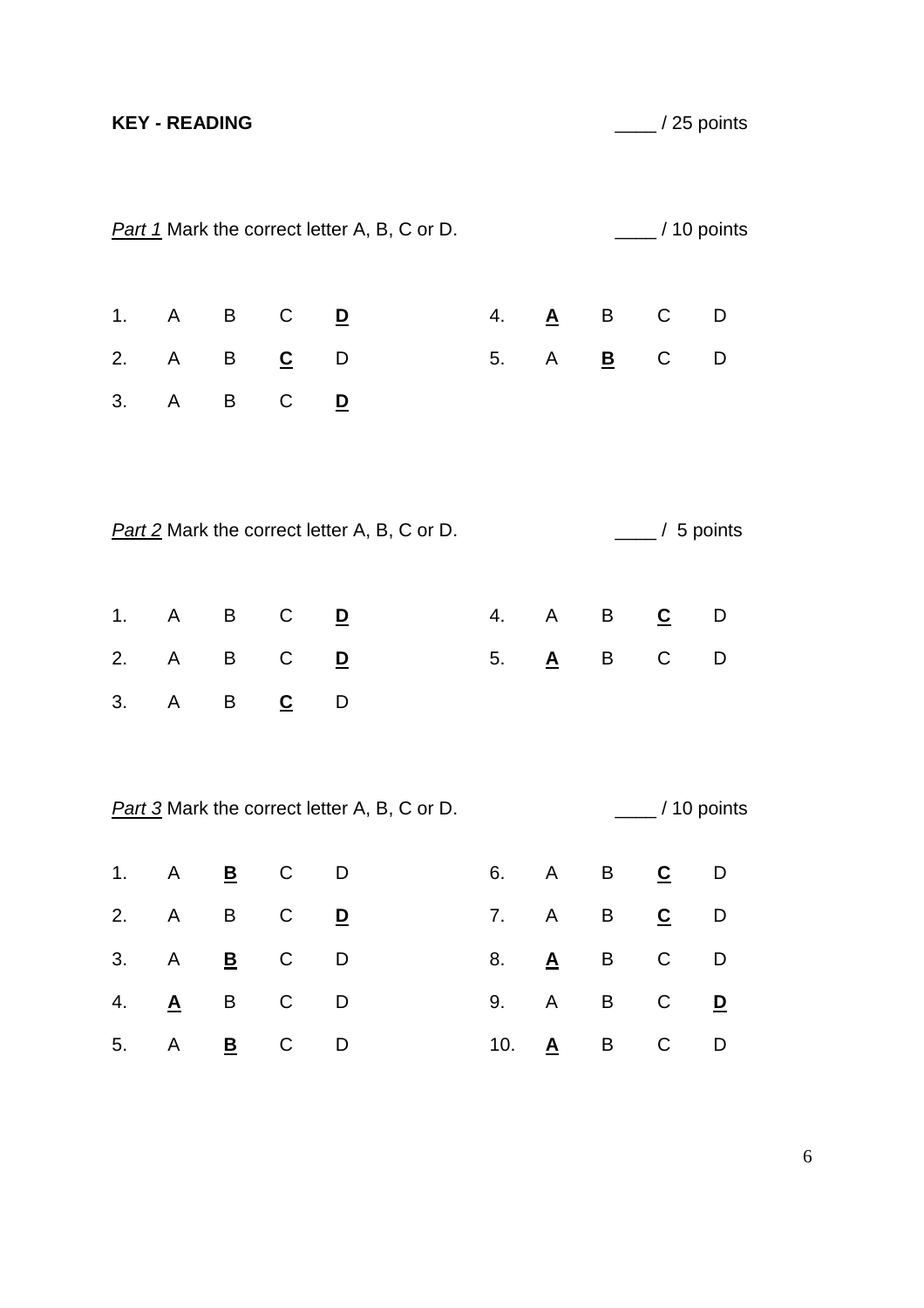**KEY - READING** ____ / 25 points

*Part 1* Mark the correct letter A, B, C or D. ____ / 10 points

| | | | | | | | | | | |
|---|---|---|---|---|---|---|---|---|---|---|
| 1. | A | B | C | **D** | | 4. | **A** | B | C | D |
| 2. | A | B | **C** | D | | 5. | A | **B** | C | D |
| 3. | A | B | C | **D** | | | | | | |

*Part 2* Mark the correct letter A, B, C or D. ____ / 5 points

| | | | | | | | | | | |
|---|---|---|---|---|---|---|---|---|---|---|
| 1. | A | B | C | **D** | | 4. | A | B | **C** | D |
| 2. | A | B | C | **D** | | 5. | **A** | B | C | D |
| 3. | A | B | **C** | D | | | | | | |

*Part 3* Mark the correct letter A, B, C or D. ____ / 10 points

| | | | | | | | | | | |
|---|---|---|---|---|---|---|---|---|---|---|
| 1. | A | **B** | C | D | | 6. | A | B | **C** | D |
| 2. | A | B | C | **D** | | 7. | A | B | **C** | D |
| 3. | A | **B** | C | D | | 8. | **A** | B | C | D |
| 4. | **A** | B | C | D | | 9. | A | B | C | **D** |
| 5. | A | **B** | C | D | | 10. | **A** | B | C | D |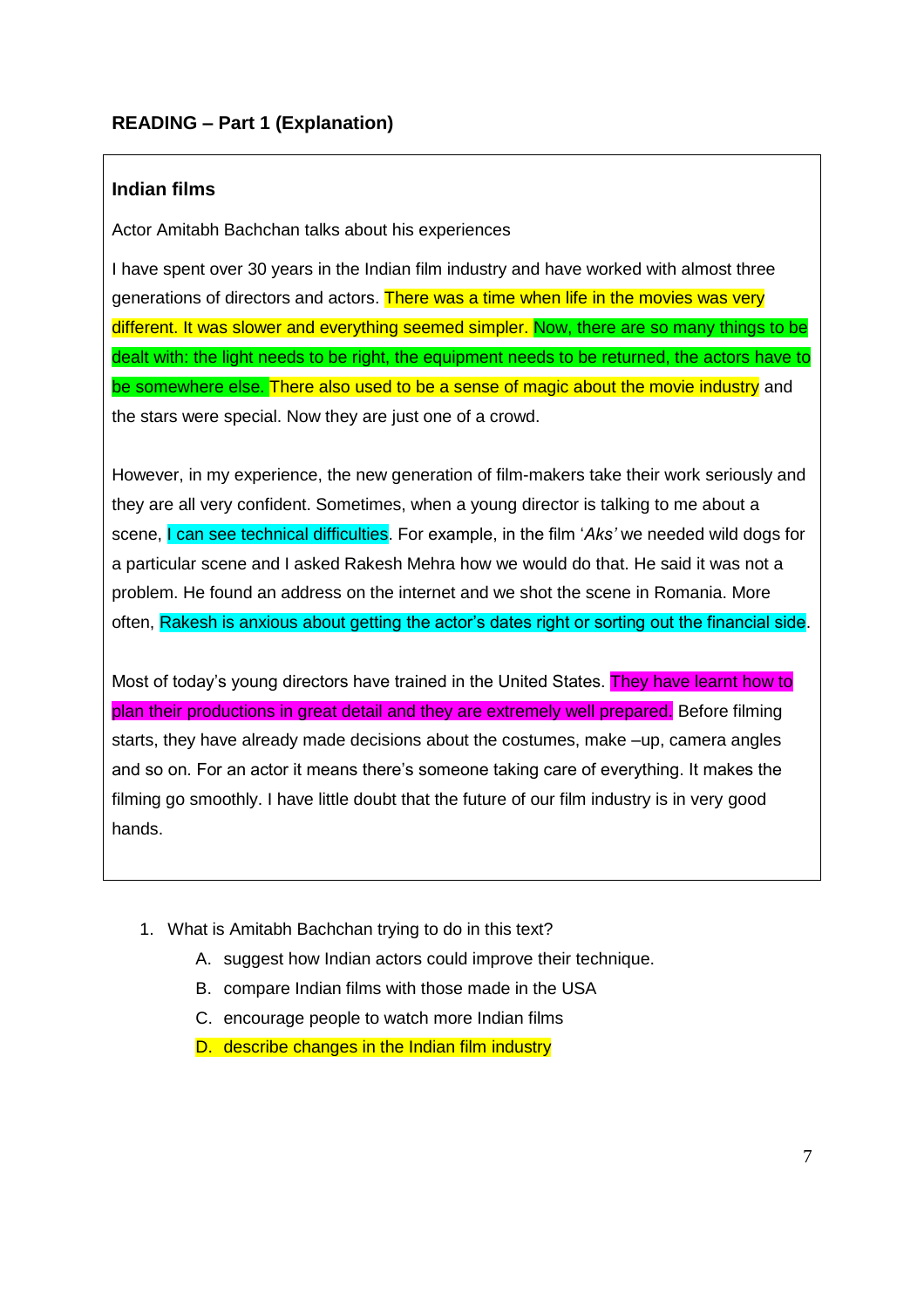**READING – Part 1 (Explanation)**

**Indian films**

Actor Amitabh Bachchan talks about his experiences

I have spent over 30 years in the Indian film industry and have worked with almost three generations of directors and actors. There was a time when life in the movies was very different. It was slower and everything seemed simpler. Now, there are so many things to be dealt with: the light needs to be right, the equipment needs to be returned, the actors have to be somewhere else. There also used to be a sense of magic about the movie industry and the stars were special. Now they are just one of a crowd.

However, in my experience, the new generation of film-makers take their work seriously and they are all very confident. Sometimes, when a young director is talking to me about a scene, I can see technical difficulties. For example, in the film '*Aks'* we needed wild dogs for a particular scene and I asked Rakesh Mehra how we would do that. He said it was not a problem. He found an address on the internet and we shot the scene in Romania. More often, Rakesh is anxious about getting the actor's dates right or sorting out the financial side.

Most of today's young directors have trained in the United States. They have learnt how to plan their productions in great detail and they are extremely well prepared. Before filming starts, they have already made decisions about the costumes, make –up, camera angles and so on. For an actor it means there's someone taking care of everything. It makes the filming go smoothly. I have little doubt that the future of our film industry is in very good hands.

1. What is Amitabh Bachchan trying to do in this text?
   A. suggest how Indian actors could improve their technique.
   B. compare Indian films with those made in the USA
   C. encourage people to watch more Indian films
   D. describe changes in the Indian film industry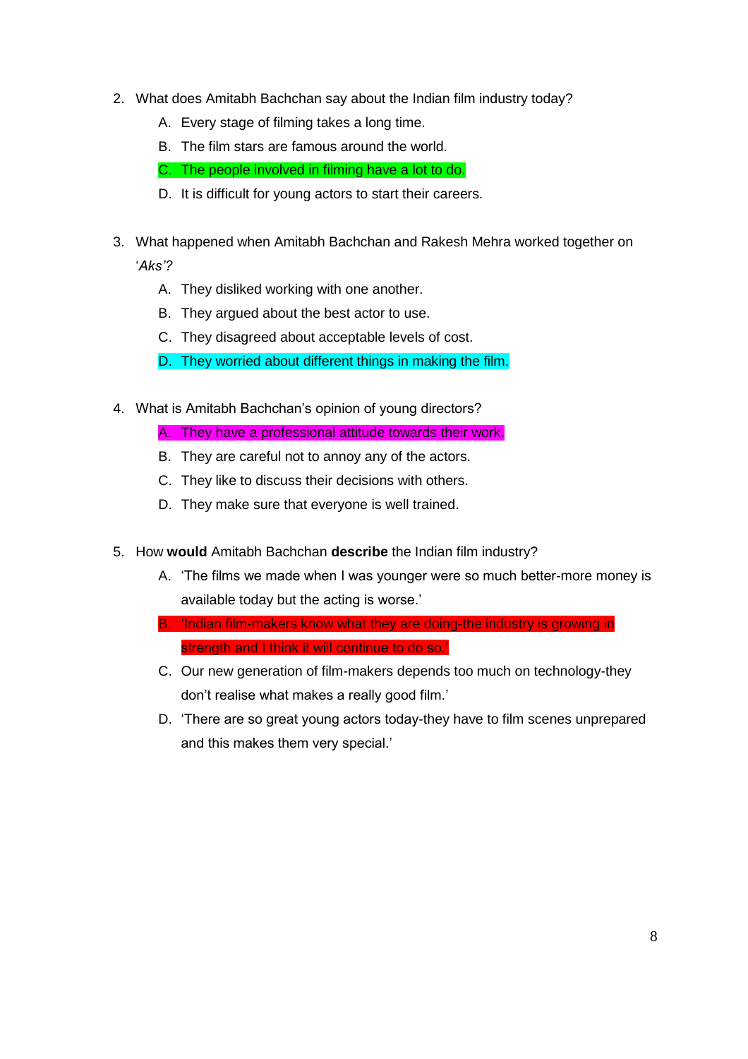2. What does Amitabh Bachchan say about the Indian film industry today?
    A. Every stage of filming takes a long time.
    B. The film stars are famous around the world.
    C. The people involved in filming have a lot to do.
    D. It is difficult for young actors to start their careers.

3. What happened when Amitabh Bachchan and Rakesh Mehra worked together on '*Aks*'?
    A. They disliked working with one another.
    B. They argued about the best actor to use.
    C. They disagreed about acceptable levels of cost.
    D. They worried about different things in making the film.

4. What is Amitabh Bachchan's opinion of young directors?
    A. They have a professional attitude towards their work.
    B. They are careful not to annoy any of the actors.
    C. They like to discuss their decisions with others.
    D. They make sure that everyone is well trained.

5. How **would** Amitabh Bachchan **describe** the Indian film industry?
    A. 'The films we made when I was younger were so much better-more money is available today but the acting is worse.'
    B. 'Indian film-makers know what they are doing-the industry is growing in strength and I think it will continue to do so.'
    C. Our new generation of film-makers depends too much on technology-they don't realise what makes a really good film.'
    D. 'There are so great young actors today-they have to film scenes unprepared and this makes them very special.'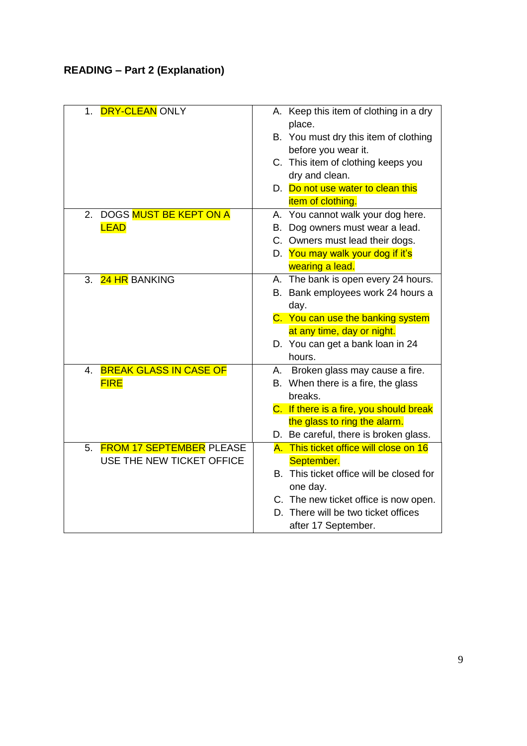**READING – Part 2 (Explanation)**

| | |
|---|---|
| 1. DRY-CLEAN ONLY | A. Keep this item of clothing in a dry place.<br>B. You must dry this item of clothing before you wear it.<br>C. This item of clothing keeps you dry and clean.<br>D. Do not use water to clean this item of clothing. |
| 2. DOGS MUST BE KEPT ON A LEAD | A. You cannot walk your dog here.<br>B. Dog owners must wear a lead.<br>C. Owners must lead their dogs.<br>D. You may walk your dog if it's wearing a lead. |
| 3. 24 HR BANKING | A. The bank is open every 24 hours.<br>B. Bank employees work 24 hours a day.<br>C. You can use the banking system at any time, day or night.<br>D. You can get a bank loan in 24 hours. |
| 4. BREAK GLASS IN CASE OF FIRE | A. Broken glass may cause a fire.<br>B. When there is a fire, the glass breaks.<br>C. If there is a fire, you should break the glass to ring the alarm.<br>D. Be careful, there is broken glass. |
| 5. FROM 17 SEPTEMBER PLEASE USE THE NEW TICKET OFFICE | A. This ticket office will close on 16 September.<br>B. This ticket office will be closed for one day.<br>C. The new ticket office is now open.<br>D. There will be two ticket offices after 17 September. |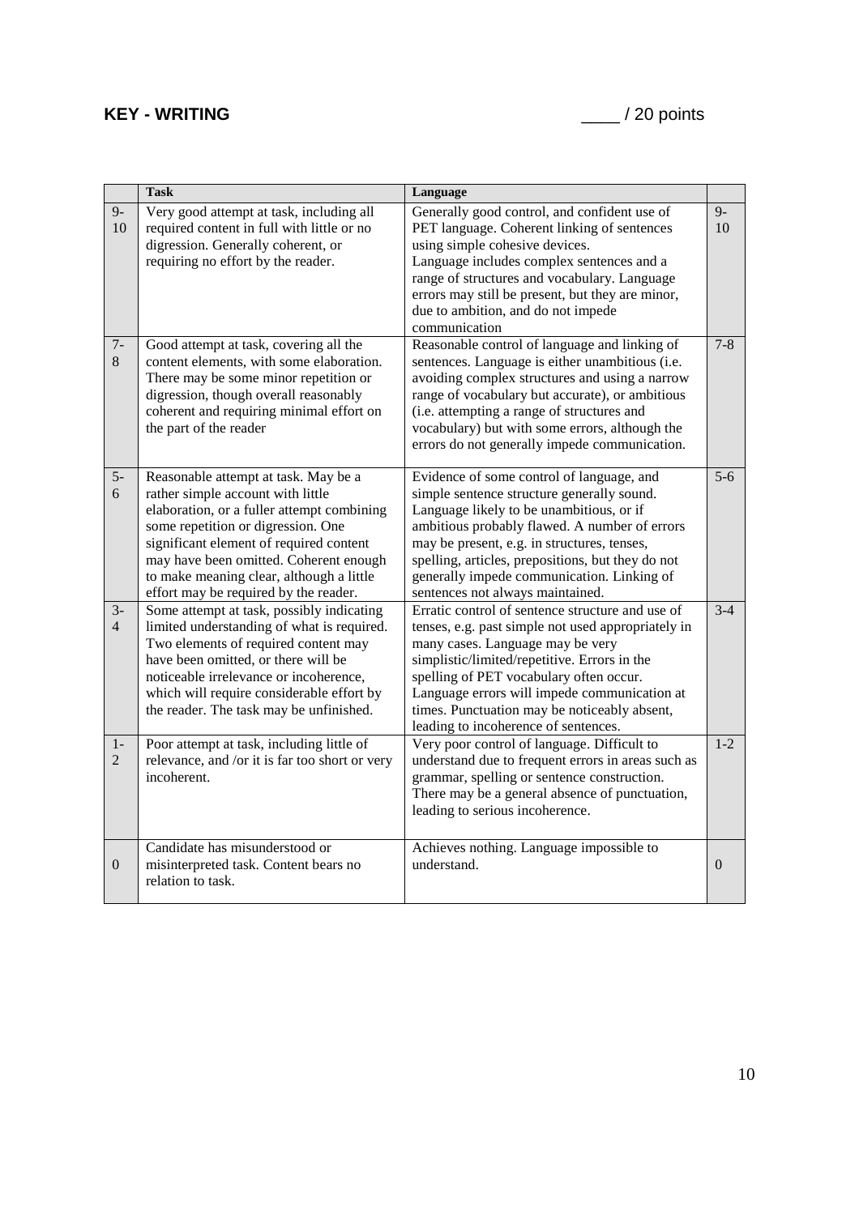**KEY - WRITING** ____ / 20 points

| | Task | Language | |
|---|---|---|---|
| 9-10 | Very good attempt at task, including all required content in full with little or no digression. Generally coherent, or requiring no effort by the reader. | Generally good control, and confident use of PET language. Coherent linking of sentences using simple cohesive devices. Language includes complex sentences and a range of structures and vocabulary. Language errors may still be present, but they are minor, due to ambition, and do not impede communication | 9-10 |
| 7-8 | Good attempt at task, covering all the content elements, with some elaboration. There may be some minor repetition or digression, though overall reasonably coherent and requiring minimal effort on the part of the reader | Reasonable control of language and linking of sentences. Language is either unambitious (i.e. avoiding complex structures and using a narrow range of vocabulary but accurate), or ambitious (i.e. attempting a range of structures and vocabulary) but with some errors, although the errors do not generally impede communication. | 7-8 |
| 5-6 | Reasonable attempt at task. May be a rather simple account with little elaboration, or a fuller attempt combining some repetition or digression. One significant element of required content may have been omitted. Coherent enough to make meaning clear, although a little effort may be required by the reader. | Evidence of some control of language, and simple sentence structure generally sound. Language likely to be unambitious, or if ambitious probably flawed. A number of errors may be present, e.g. in structures, tenses, spelling, articles, prepositions, but they do not generally impede communication. Linking of sentences not always maintained. | 5-6 |
| 3-4 | Some attempt at task, possibly indicating limited understanding of what is required. Two elements of required content may have been omitted, or there will be noticeable irrelevance or incoherence, which will require considerable effort by the reader. The task may be unfinished. | Erratic control of sentence structure and use of tenses, e.g. past simple not used appropriately in many cases. Language may be very simplistic/limited/repetitive. Errors in the spelling of PET vocabulary often occur. Language errors will impede communication at times. Punctuation may be noticeably absent, leading to incoherence of sentences. | 3-4 |
| 1-2 | Poor attempt at task, including little of relevance, and /or it is far too short or very incoherent. | Very poor control of language. Difficult to understand due to frequent errors in areas such as grammar, spelling or sentence construction. There may be a general absence of punctuation, leading to serious incoherence. | 1-2 |
| 0 | Candidate has misunderstood or misinterpreted task. Content bears no relation to task. | Achieves nothing. Language impossible to understand. | 0 |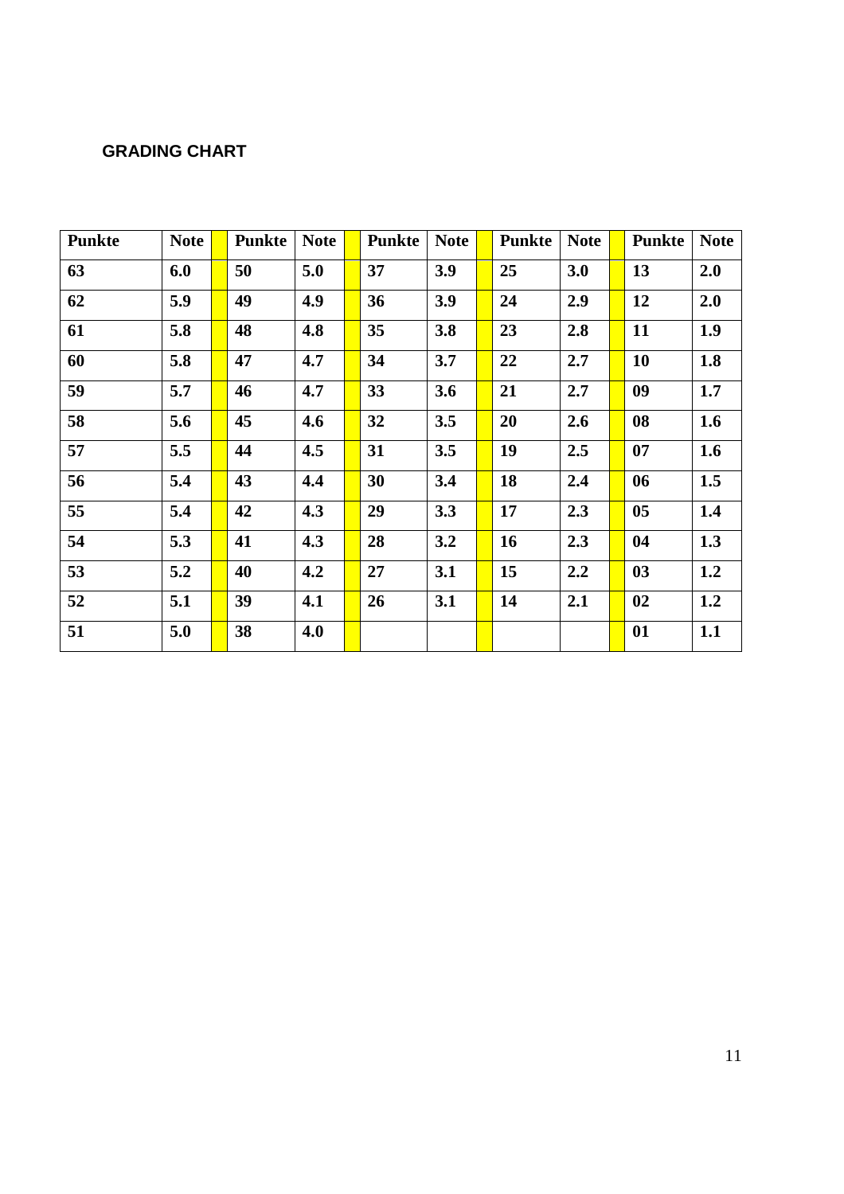**GRADING CHART**

| Punkte | Note | | Punkte | Note | | Punkte | Note | | Punkte | Note | | Punkte | Note |
|---|---|---|---|---|---|---|---|---|---|---|---|---|---|
| **63** | **6.0** | | **50** | **5.0** | | **37** | **3.9** | | **25** | **3.0** | | **13** | **2.0** |
| **62** | **5.9** | | **49** | **4.9** | | **36** | **3.9** | | **24** | **2.9** | | **12** | **2.0** |
| **61** | **5.8** | | **48** | **4.8** | | **35** | **3.8** | | **23** | **2.8** | | **11** | **1.9** |
| **60** | **5.8** | | **47** | **4.7** | | **34** | **3.7** | | **22** | **2.7** | | **10** | **1.8** |
| **59** | **5.7** | | **46** | **4.7** | | **33** | **3.6** | | **21** | **2.7** | | **09** | **1.7** |
| **58** | **5.6** | | **45** | **4.6** | | **32** | **3.5** | | **20** | **2.6** | | **08** | **1.6** |
| **57** | **5.5** | | **44** | **4.5** | | **31** | **3.5** | | **19** | **2.5** | | **07** | **1.6** |
| **56** | **5.4** | | **43** | **4.4** | | **30** | **3.4** | | **18** | **2.4** | | **06** | **1.5** |
| **55** | **5.4** | | **42** | **4.3** | | **29** | **3.3** | | **17** | **2.3** | | **05** | **1.4** |
| **54** | **5.3** | | **41** | **4.3** | | **28** | **3.2** | | **16** | **2.3** | | **04** | **1.3** |
| **53** | **5.2** | | **40** | **4.2** | | **27** | **3.1** | | **15** | **2.2** | | **03** | **1.2** |
| **52** | **5.1** | | **39** | **4.1** | | **26** | **3.1** | | **14** | **2.1** | | **02** | **1.2** |
| **51** | **5.0** | | **38** | **4.0** | | | | | | | | **01** | **1.1** |